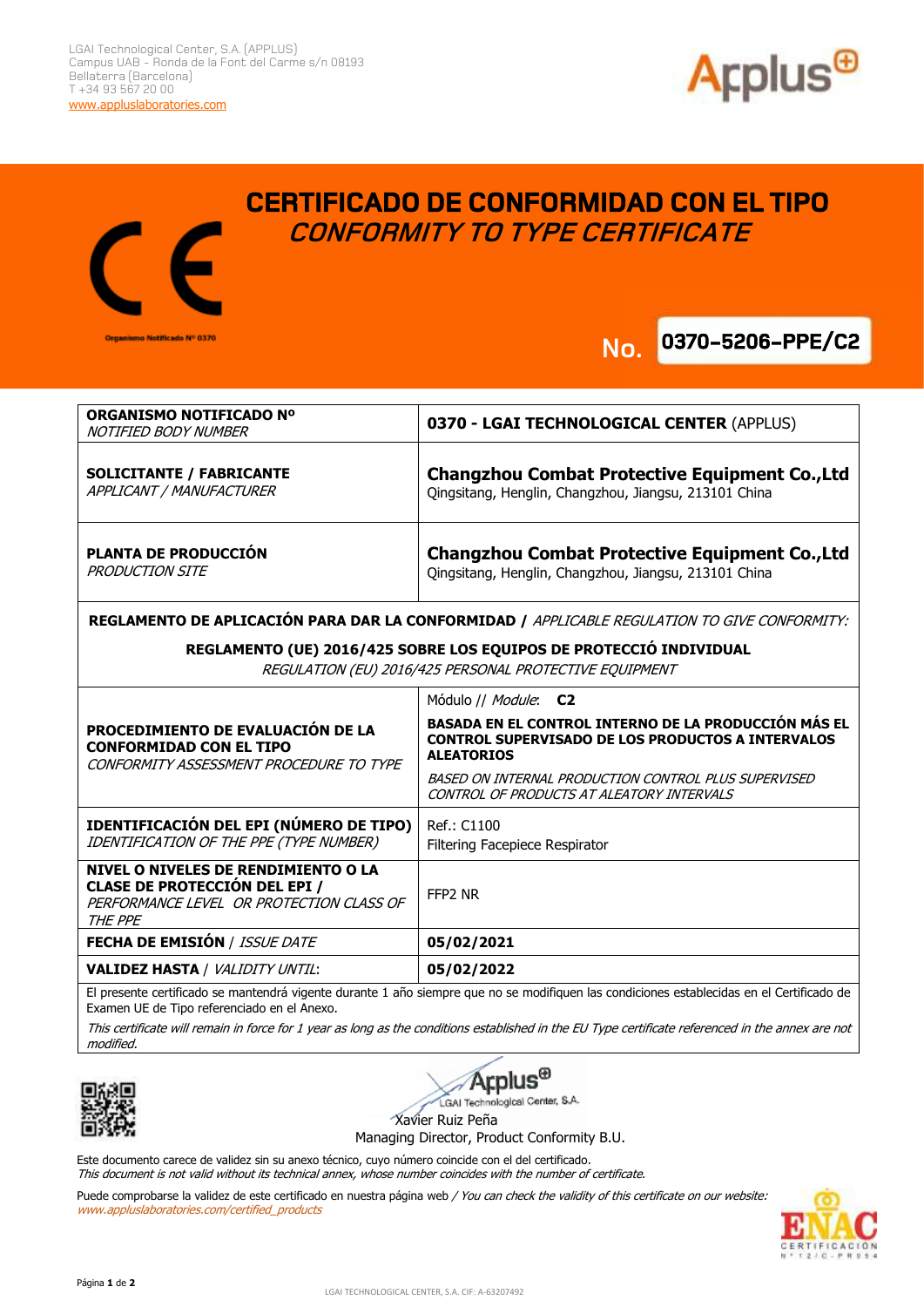LGAI Technological Center, S.A. (APPLUS)
Campus UAB - Ronda de la Font del Carme s/n 08193
Bellaterra (Barcelona)
T +34 93 567 20 00
www.appluslaboratories.com

# CERTIFICADO DE CONFORMIDAD CON EL TIPO
## *CONFORMITY TO TYPE CERTIFICATE*

Organismo Notificado Nº 0370

**No. 0370-5206-PPE/C2**

| | |
|---|---|
| **ORGANISMO NOTIFICADO Nº** *NOTIFIED BODY NUMBER* | **0370 - LGAI TECHNOLOGICAL CENTER** (APPLUS) |
| **SOLICITANTE / FABRICANTE** *APPLICANT / MANUFACTURER* | **Changzhou Combat Protective Equipment Co.,Ltd** Qingsitang, Henglin, Changzhou, Jiangsu, 213101 China |
| **PLANTA DE PRODUCCIÓN** *PRODUCTION SITE* | **Changzhou Combat Protective Equipment Co.,Ltd** Qingsitang, Henglin, Changzhou, Jiangsu, 213101 China |

**REGLAMENTO DE APLICACIÓN PARA DAR LA CONFORMIDAD /** *APPLICABLE REGULATION TO GIVE CONFORMITY:*

**REGLAMENTO (UE) 2016/425 SOBRE LOS EQUIPOS DE PROTECCIÓ INDIVIDUAL**
*REGULATION (EU) 2016/425 PERSONAL PROTECTIVE EQUIPMENT*

| | |
|---|---|
| **PROCEDIMIENTO DE EVALUACIÓN DE LA CONFORMIDAD CON EL TIPO** *CONFORMITY ASSESSMENT PROCEDURE TO TYPE* | Módulo // *Module*: **C2** **BASADA EN EL CONTROL INTERNO DE LA PRODUCCIÓN MÁS EL CONTROL SUPERVISADO DE LOS PRODUCTOS A INTERVALOS ALEATORIOS** *BASED ON INTERNAL PRODUCTION CONTROL PLUS SUPERVISED CONTROL OF PRODUCTS AT ALEATORY INTERVALS* |
| **IDENTIFICACIÓN DEL EPI (NÚMERO DE TIPO)** *IDENTIFICATION OF THE PPE (TYPE NUMBER)* | Ref.: C1100 Filtering Facepiece Respirator |
| **NIVEL O NIVELES DE RENDIMIENTO O LA CLASE DE PROTECCIÓN DEL EPI /** *PERFORMANCE LEVEL OR PROTECTION CLASS OF THE PPE* | FFP2 NR |
| **FECHA DE EMISIÓN** / *ISSUE DATE* | **05/02/2021** |
| **VALIDEZ HASTA** / *VALIDITY UNTIL*: | **05/02/2022** |

El presente certificado se mantendrá vigente durante 1 año siempre que no se modifiquen las condiciones establecidas en el Certificado de Examen UE de Tipo referenciado en el Anexo.

*This certificate will remain in force for 1 year as long as the conditions established in the EU Type certificate referenced in the annex are not modified.*

Applus LGAI Technological Center, S.A.
Xavier Ruiz Peña
Managing Director, Product Conformity B.U.

Este documento carece de validez sin su anexo técnico, cuyo número coincide con el del certificado.
*This document is not valid without its technical annex, whose number coincides with the number of certificate.*

Puede comprobarse la validez de este certificado en nuestra página web / *You can check the validity of this certificate on our website:*
*www.appluslaboratories.com/certified_products*

ENAC CERTIFICACIÓN Nº 12/C-PR054

LGAI TECHNOLOGICAL CENTER, S.A. CIF: A-63207492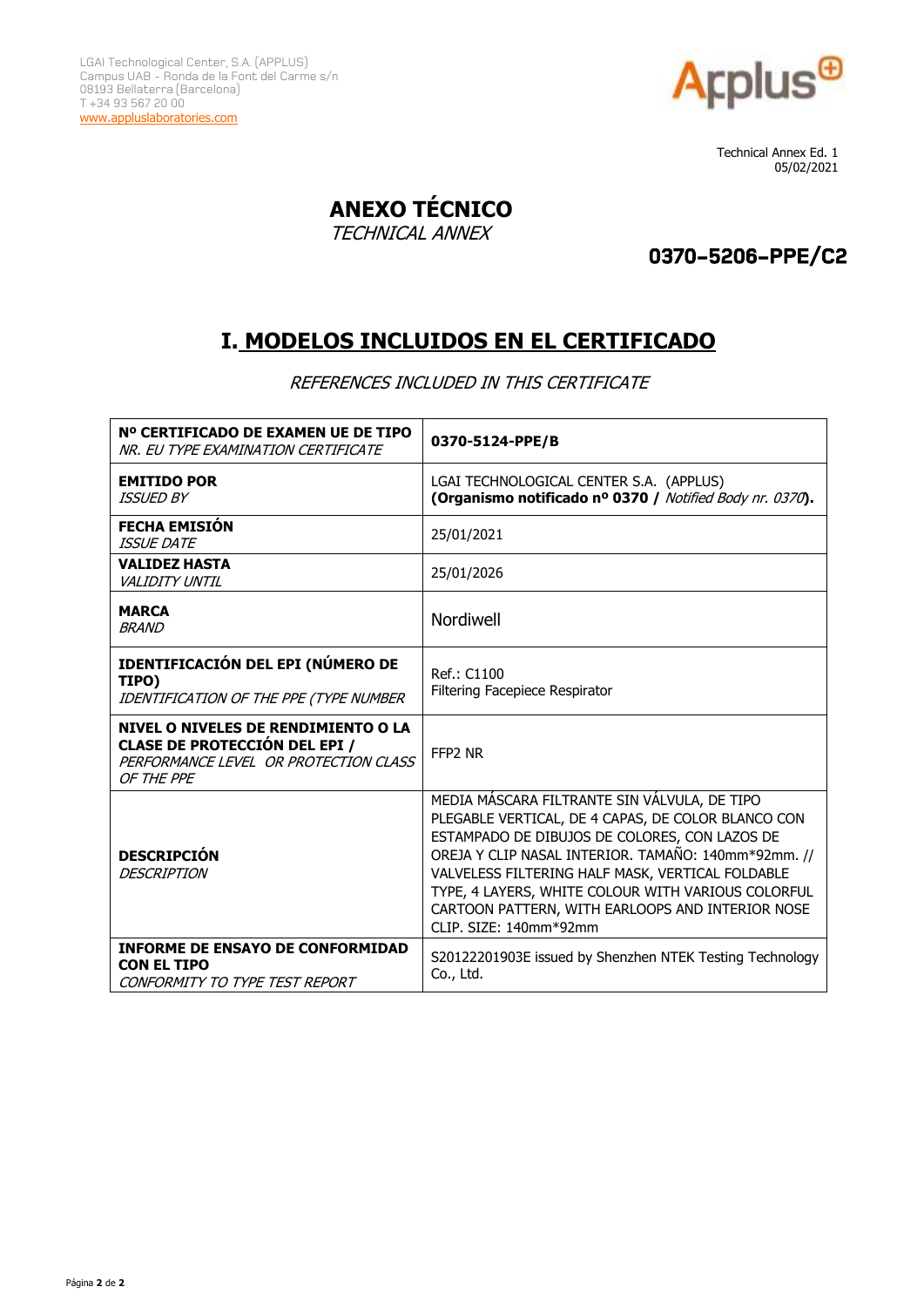LGAI Technological Center, S.A. (APPLUS)
Campus UAB - Ronda de la Font del Carme s/n
08193 Bellaterra (Barcelona)
T +34 93 567 20 00
www.appluslaboratories.com

Technical Annex Ed. 1
05/02/2021

# ANEXO TÉCNICO

*TECHNICAL ANNEX*

**0370–5206–PPE/C2**

## I. MODELOS INCLUIDOS EN EL CERTIFICADO

*REFERENCES INCLUDED IN THIS CERTIFICATE*

| | |
|---|---|
| **Nº CERTIFICADO DE EXAMEN UE DE TIPO** *NR. EU TYPE EXAMINATION CERTIFICATE* | **0370-5124-PPE/B** |
| **EMITIDO POR** *ISSUED BY* | LGAI TECHNOLOGICAL CENTER S.A. (APPLUS) **(Organismo notificado nº 0370 /** *Notified Body nr. 0370***).** |
| **FECHA EMISIÓN** *ISSUE DATE* | 25/01/2021 |
| **VALIDEZ HASTA** *VALIDITY UNTIL* | 25/01/2026 |
| **MARCA** *BRAND* | Nordiwell |
| **IDENTIFICACIÓN DEL EPI (NÚMERO DE TIPO)** *IDENTIFICATION OF THE PPE (TYPE NUMBER* | Ref.: C1100 Filtering Facepiece Respirator |
| **NIVEL O NIVELES DE RENDIMIENTO O LA CLASE DE PROTECCIÓN DEL EPI /** *PERFORMANCE LEVEL OR PROTECTION CLASS OF THE PPE* | FFP2 NR |
| **DESCRIPCIÓN** *DESCRIPTION* | MEDIA MÁSCARA FILTRANTE SIN VÁLVULA, DE TIPO PLEGABLE VERTICAL, DE 4 CAPAS, DE COLOR BLANCO CON ESTAMPADO DE DIBUJOS DE COLORES, CON LAZOS DE OREJA Y CLIP NASAL INTERIOR. TAMAÑO: 140mm*92mm. // VALVELESS FILTERING HALF MASK, VERTICAL FOLDABLE TYPE, 4 LAYERS, WHITE COLOUR WITH VARIOUS COLORFUL CARTOON PATTERN, WITH EARLOOPS AND INTERIOR NOSE CLIP. SIZE: 140mm*92mm |
| **INFORME DE ENSAYO DE CONFORMIDAD CON EL TIPO** *CONFORMITY TO TYPE TEST REPORT* | S20122201903E issued by Shenzhen NTEK Testing Technology Co., Ltd. |